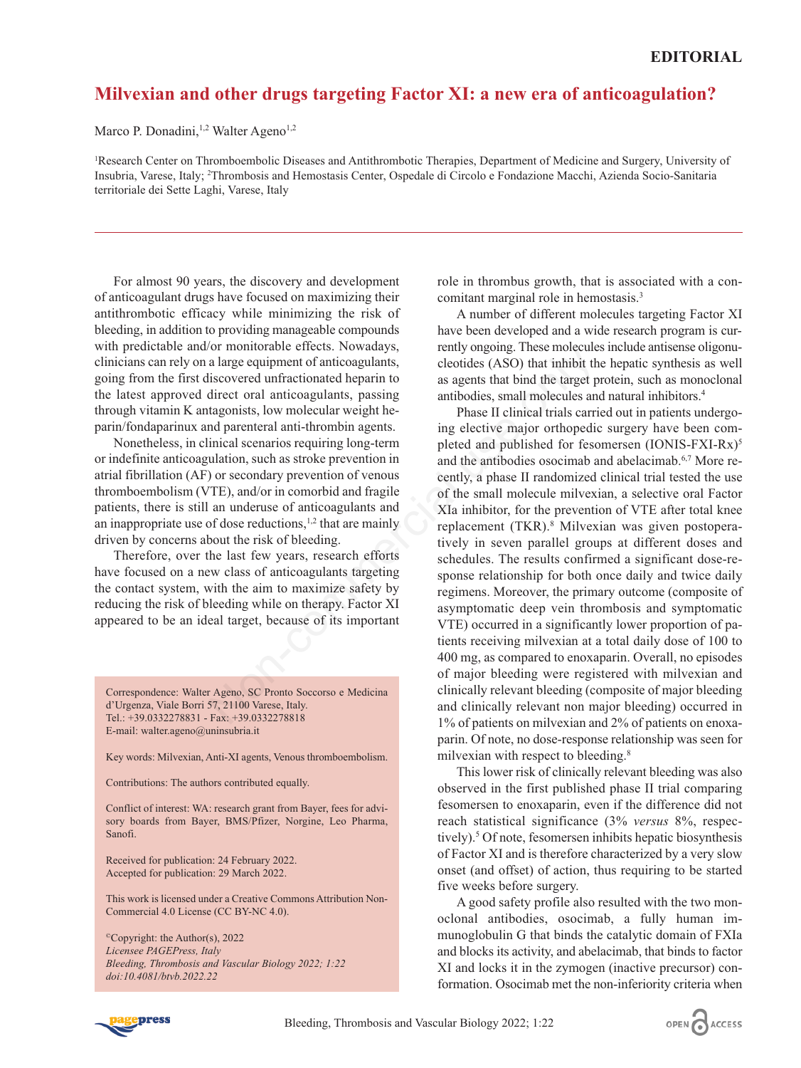**EDITORIAL**

# Milvexian and other drugs targeting Factor XI: a new era of anticoagulation?

Marco P. Donadini,[1,2] Walter Ageno[1,2]

[1]Research Center on Thromboembolic Diseases and Antithrombotic Therapies, Department of Medicine and Surgery, University of Insubria, Varese, Italy; [2]Thrombosis and Hemostasis Center, Ospedale di Circolo e Fondazione Macchi, Azienda Socio-Sanitaria territoriale dei Sette Laghi, Varese, Italy

For almost 90 years, the discovery and development of anticoagulant drugs have focused on maximizing their antithrombotic efficacy while minimizing the risk of bleeding, in addition to providing manageable compounds with predictable and/or monitorable effects. Nowadays, clinicians can rely on a large equipment of anticoagulants, going from the first discovered unfractionated heparin to the latest approved direct oral anticoagulants, passing through vitamin K antagonists, low molecular weight heparin/fondaparinux and parenteral anti-thrombin agents.

Nonetheless, in clinical scenarios requiring long-term or indefinite anticoagulation, such as stroke prevention in atrial fibrillation (AF) or secondary prevention of venous thromboembolism (VTE), and/or in comorbid and fragile patients, there is still an underuse of anticoagulants and an inappropriate use of dose reductions,[1,2] that are mainly driven by concerns about the risk of bleeding.

Therefore, over the last few years, research efforts have focused on a new class of anticoagulants targeting the contact system, with the aim to maximize safety by reducing the risk of bleeding while on therapy. Factor XI appeared to be an ideal target, because of its important role in thrombus growth, that is associated with a concomitant marginal role in hemostasis.[3]

A number of different molecules targeting Factor XI have been developed and a wide research program is currently ongoing. These molecules include antisense oligonucleotides (ASO) that inhibit the hepatic synthesis as well as agents that bind the target protein, such as monoclonal antibodies, small molecules and natural inhibitors.[4]

Phase II clinical trials carried out in patients undergoing elective major orthopedic surgery have been completed and published for fesomersen (IONIS-FXI-Rx)[5] and the antibodies osocimab and abelacimab.[6,7] More recently, a phase II randomized clinical trial tested the use of the small molecule milvexian, a selective oral Factor XIa inhibitor, for the prevention of VTE after total knee replacement (TKR).[8] Milvexian was given postoperatively in seven parallel groups at different doses and schedules. The results confirmed a significant dose-response relationship for both once daily and twice daily regimens. Moreover, the primary outcome (composite of asymptomatic deep vein thrombosis and symptomatic VTE) occurred in a significantly lower proportion of patients receiving milvexian at a total daily dose of 100 to 400 mg, as compared to enoxaparin. Overall, no episodes of major bleeding were registered with milvexian and clinically relevant bleeding (composite of major bleeding and clinically relevant non major bleeding) occurred in 1% of patients on milvexian and 2% of patients on enoxaparin. Of note, no dose-response relationship was seen for milvexian with respect to bleeding.[8]

This lower risk of clinically relevant bleeding was also observed in the first published phase II trial comparing fesomersen to enoxaparin, even if the difference did not reach statistical significance (3% *versus* 8%, respectively).[5] Of note, fesomersen inhibits hepatic biosynthesis of Factor XI and is therefore characterized by a very slow onset (and offset) of action, thus requiring to be started five weeks before surgery.

A good safety profile also resulted with the two monoclonal antibodies, osocimab, a fully human immunoglobulin G that binds the catalytic domain of FXIa and blocks its activity, and abelacimab, that binds to factor XI and locks it in the zymogen (inactive precursor) conformation. Osocimab met the non-inferiority criteria when

Correspondence: Walter Ageno, SC Pronto Soccorso e Medicina d'Urgenza, Viale Borri 57, 21100 Varese, Italy.
Tel.: +39.0332278831 - Fax: +39.0332278818
E-mail: walter.ageno@uninsubria.it

Key words: Milvexian, Anti-XI agents, Venous thromboembolism.

Contributions: The authors contributed equally.

Conflict of interest: WA: research grant from Bayer, fees for advisory boards from Bayer, BMS/Pfizer, Norgine, Leo Pharma, Sanofi.

Received for publication: 24 February 2022.
Accepted for publication: 29 March 2022.

This work is licensed under a Creative Commons Attribution Non-Commercial 4.0 License (CC BY-NC 4.0).

©Copyright: the Author(s), 2022
*Licensee PAGEPress, Italy*
*Bleeding, Thrombosis and Vascular Biology 2022; 1:22*
*doi:10.4081/btvb.2022.22*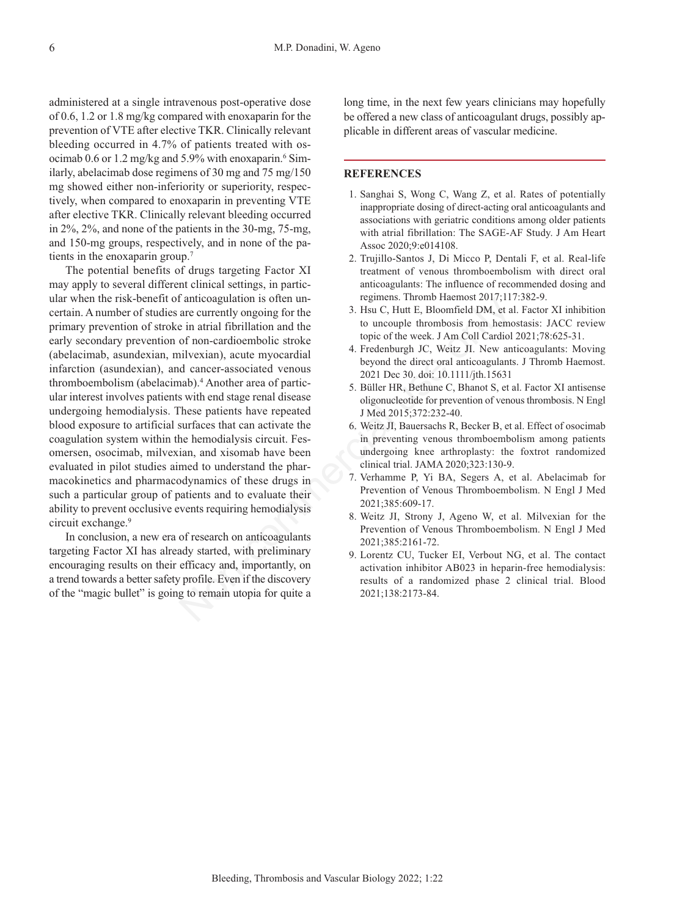administered at a single intravenous post-operative dose of 0.6, 1.2 or 1.8 mg/kg compared with enoxaparin for the prevention of VTE after elective TKR. Clinically relevant bleeding occurred in 4.7% of patients treated with osocimab 0.6 or 1.2 mg/kg and 5.9% with enoxaparin.[6] Similarly, abelacimab dose regimens of 30 mg and 75 mg/150 mg showed either non-inferiority or superiority, respectively, when compared to enoxaparin in preventing VTE after elective TKR. Clinically relevant bleeding occurred in 2%, 2%, and none of the patients in the 30-mg, 75-mg, and 150-mg groups, respectively, and in none of the patients in the enoxaparin group.[7]

The potential benefits of drugs targeting Factor XI may apply to several different clinical settings, in particular when the risk-benefit of anticoagulation is often uncertain. A number of studies are currently ongoing for the primary prevention of stroke in atrial fibrillation and the early secondary prevention of non-cardioembolic stroke (abelacimab, asundexian, milvexian), acute myocardial infarction (asundexian), and cancer-associated venous thromboembolism (abelacimab).[4] Another area of particular interest involves patients with end stage renal disease undergoing hemodialysis. These patients have repeated blood exposure to artificial surfaces that can activate the coagulation system within the hemodialysis circuit. Fesomersen, osocimab, milvexian, and xisomab have been evaluated in pilot studies aimed to understand the pharmacokinetics and pharmacodynamics of these drugs in such a particular group of patients and to evaluate their ability to prevent occlusive events requiring hemodialysis circuit exchange.[9]

In conclusion, a new era of research on anticoagulants targeting Factor XI has already started, with preliminary encouraging results on their efficacy and, importantly, on a trend towards a better safety profile. Even if the discovery of the "magic bullet" is going to remain utopia for quite a long time, in the next few years clinicians may hopefully be offered a new class of anticoagulant drugs, possibly applicable in different areas of vascular medicine.

## REFERENCES

1. Sanghai S, Wong C, Wang Z, et al. Rates of potentially inappropriate dosing of direct-acting oral anticoagulants and associations with geriatric conditions among older patients with atrial fibrillation: The SAGE-AF Study. J Am Heart Assoc 2020;9:e014108.
2. Trujillo-Santos J, Di Micco P, Dentali F, et al. Real-life treatment of venous thromboembolism with direct oral anticoagulants: The influence of recommended dosing and regimens. Thromb Haemost 2017;117:382-9.
3. Hsu C, Hutt E, Bloomfield DM, et al. Factor XI inhibition to uncouple thrombosis from hemostasis: JACC review topic of the week. J Am Coll Cardiol 2021;78:625-31.
4. Fredenburgh JC, Weitz JI. New anticoagulants: Moving beyond the direct oral anticoagulants. J Thromb Haemost. 2021 Dec 30. doi: 10.1111/jth.15631
5. Büller HR, Bethune C, Bhanot S, et al. Factor XI antisense oligonucleotide for prevention of venous thrombosis. N Engl J Med 2015;372:232-40.
6. Weitz JI, Bauersachs R, Becker B, et al. Effect of osocimab in preventing venous thromboembolism among patients undergoing knee arthroplasty: the foxtrot randomized clinical trial. JAMA 2020;323:130-9.
7. Verhamme P, Yi BA, Segers A, et al. Abelacimab for Prevention of Venous Thromboembolism. N Engl J Med 2021;385:609-17.
8. Weitz JI, Strony J, Ageno W, et al. Milvexian for the Prevention of Venous Thromboembolism. N Engl J Med 2021;385:2161-72.
9. Lorentz CU, Tucker EI, Verbout NG, et al. The contact activation inhibitor AB023 in heparin-free hemodialysis: results of a randomized phase 2 clinical trial. Blood 2021;138:2173-84.